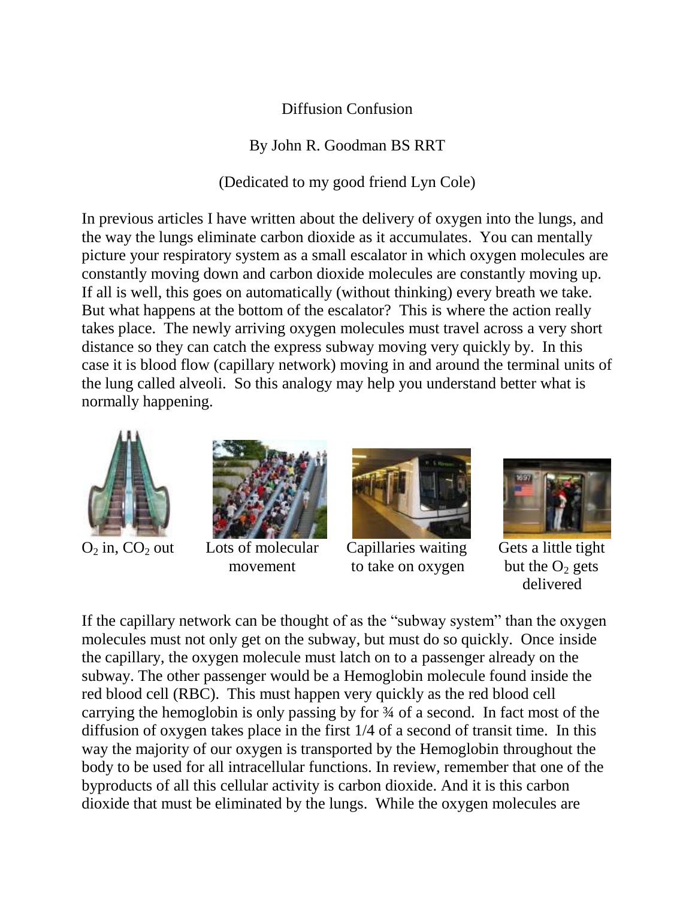# Diffusion Confusion

By John R. Goodman BS RRT

(Dedicated to my good friend Lyn Cole)

In previous articles I have written about the delivery of oxygen into the lungs, and the way the lungs eliminate carbon dioxide as it accumulates. You can mentally picture your respiratory system as a small escalator in which oxygen molecules are constantly moving down and carbon dioxide molecules are constantly moving up. If all is well, this goes on automatically (without thinking) every breath we take. But what happens at the bottom of the escalator? This is where the action really takes place. The newly arriving oxygen molecules must travel across a very short distance so they can catch the express subway moving very quickly by. In this case it is blood flow (capillary network) moving in and around the terminal units of the lung called alveoli. So this analogy may help you understand better what is normally happening.

$O_2$ in, $CO_2$ out

Lots of molecular movement

Capillaries waiting to take on oxygen

Gets a little tight but the $O_2$ gets delivered

If the capillary network can be thought of as the "subway system" than the oxygen molecules must not only get on the subway, but must do so quickly. Once inside the capillary, the oxygen molecule must latch on to a passenger already on the subway. The other passenger would be a Hemoglobin molecule found inside the red blood cell (RBC). This must happen very quickly as the red blood cell carrying the hemoglobin is only passing by for ¾ of a second. In fact most of the diffusion of oxygen takes place in the first 1/4 of a second of transit time. In this way the majority of our oxygen is transported by the Hemoglobin throughout the body to be used for all intracellular functions. In review, remember that one of the byproducts of all this cellular activity is carbon dioxide. And it is this carbon dioxide that must be eliminated by the lungs. While the oxygen molecules are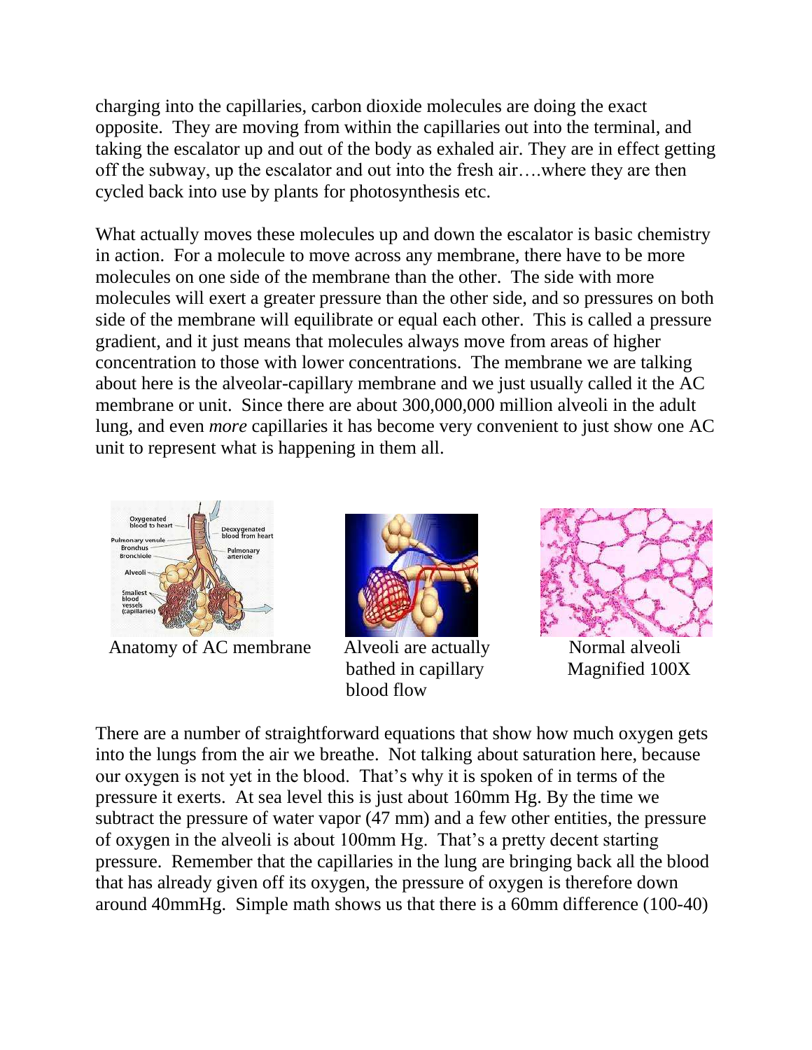charging into the capillaries, carbon dioxide molecules are doing the exact opposite. They are moving from within the capillaries out into the terminal, and taking the escalator up and out of the body as exhaled air. They are in effect getting off the subway, up the escalator and out into the fresh air….where they are then cycled back into use by plants for photosynthesis etc.

What actually moves these molecules up and down the escalator is basic chemistry in action. For a molecule to move across any membrane, there have to be more molecules on one side of the membrane than the other. The side with more molecules will exert a greater pressure than the other side, and so pressures on both side of the membrane will equilibrate or equal each other. This is called a pressure gradient, and it just means that molecules always move from areas of higher concentration to those with lower concentrations. The membrane we are talking about here is the alveolar-capillary membrane and we just usually called it the AC membrane or unit. Since there are about 300,000,000 million alveoli in the adult lung, and even *more* capillaries it has become very convenient to just show one AC unit to represent what is happening in them all.

Anatomy of AC membrane

Alveoli are actually bathed in capillary blood flow

Normal alveoli Magnified 100X

There are a number of straightforward equations that show how much oxygen gets into the lungs from the air we breathe. Not talking about saturation here, because our oxygen is not yet in the blood. That's why it is spoken of in terms of the pressure it exerts. At sea level this is just about 160mm Hg. By the time we subtract the pressure of water vapor (47 mm) and a few other entities, the pressure of oxygen in the alveoli is about 100mm Hg. That's a pretty decent starting pressure. Remember that the capillaries in the lung are bringing back all the blood that has already given off its oxygen, the pressure of oxygen is therefore down around 40mmHg. Simple math shows us that there is a 60mm difference (100-40)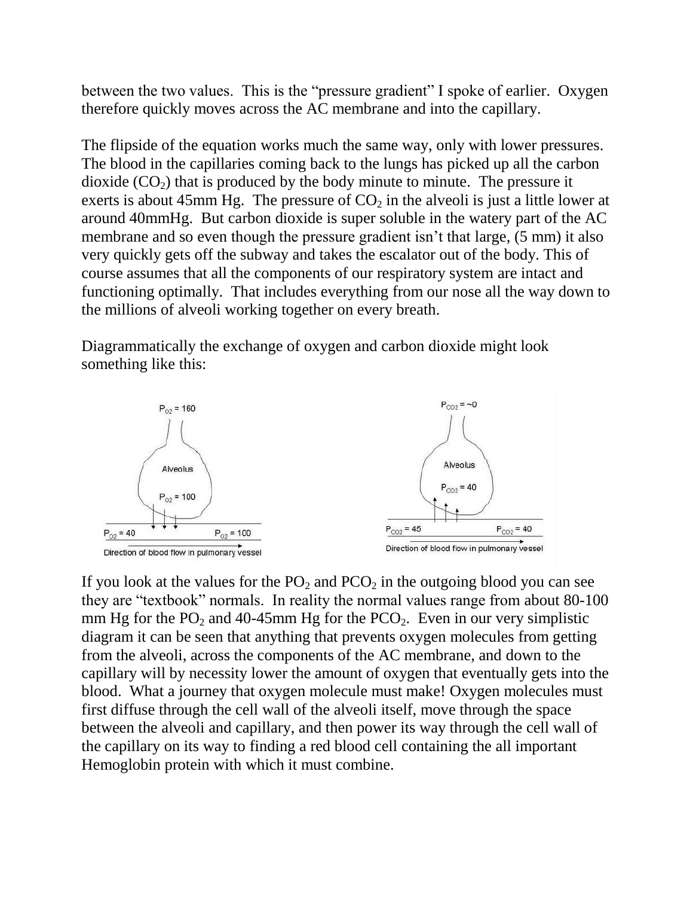between the two values. This is the "pressure gradient" I spoke of earlier. Oxygen therefore quickly moves across the AC membrane and into the capillary.

The flipside of the equation works much the same way, only with lower pressures. The blood in the capillaries coming back to the lungs has picked up all the carbon dioxide ($CO_2$) that is produced by the body minute to minute. The pressure it exerts is about 45mm Hg. The pressure of $CO_2$ in the alveoli is just a little lower at around 40mmHg. But carbon dioxide is super soluble in the watery part of the AC membrane and so even though the pressure gradient isn't that large, (5 mm) it also very quickly gets off the subway and takes the escalator out of the body. This of course assumes that all the components of our respiratory system are intact and functioning optimally. That includes everything from our nose all the way down to the millions of alveoli working together on every breath.

Diagrammatically the exchange of oxygen and carbon dioxide might look something like this:

$P_{O2} = 160$

Alveolus

$P_{O2} = 100$

$P_{O2} = 40$ $P_{O2} = 100$

Direction of blood flow in pulmonary vessel

$P_{CO2} = \sim 0$

Alveolus

$P_{CO2} = 40$

$P_{CO2} = 45$ $P_{CO2} = 40$

Direction of blood flow in pulmonary vessel

If you look at the values for the $PO_2$ and $PCO_2$ in the outgoing blood you can see they are "textbook" normals. In reality the normal values range from about 80-100 mm Hg for the $PO_2$ and 40-45mm Hg for the $PCO_2$. Even in our very simplistic diagram it can be seen that anything that prevents oxygen molecules from getting from the alveoli, across the components of the AC membrane, and down to the capillary will by necessity lower the amount of oxygen that eventually gets into the blood. What a journey that oxygen molecule must make! Oxygen molecules must first diffuse through the cell wall of the alveoli itself, move through the space between the alveoli and capillary, and then power its way through the cell wall of the capillary on its way to finding a red blood cell containing the all important Hemoglobin protein with which it must combine.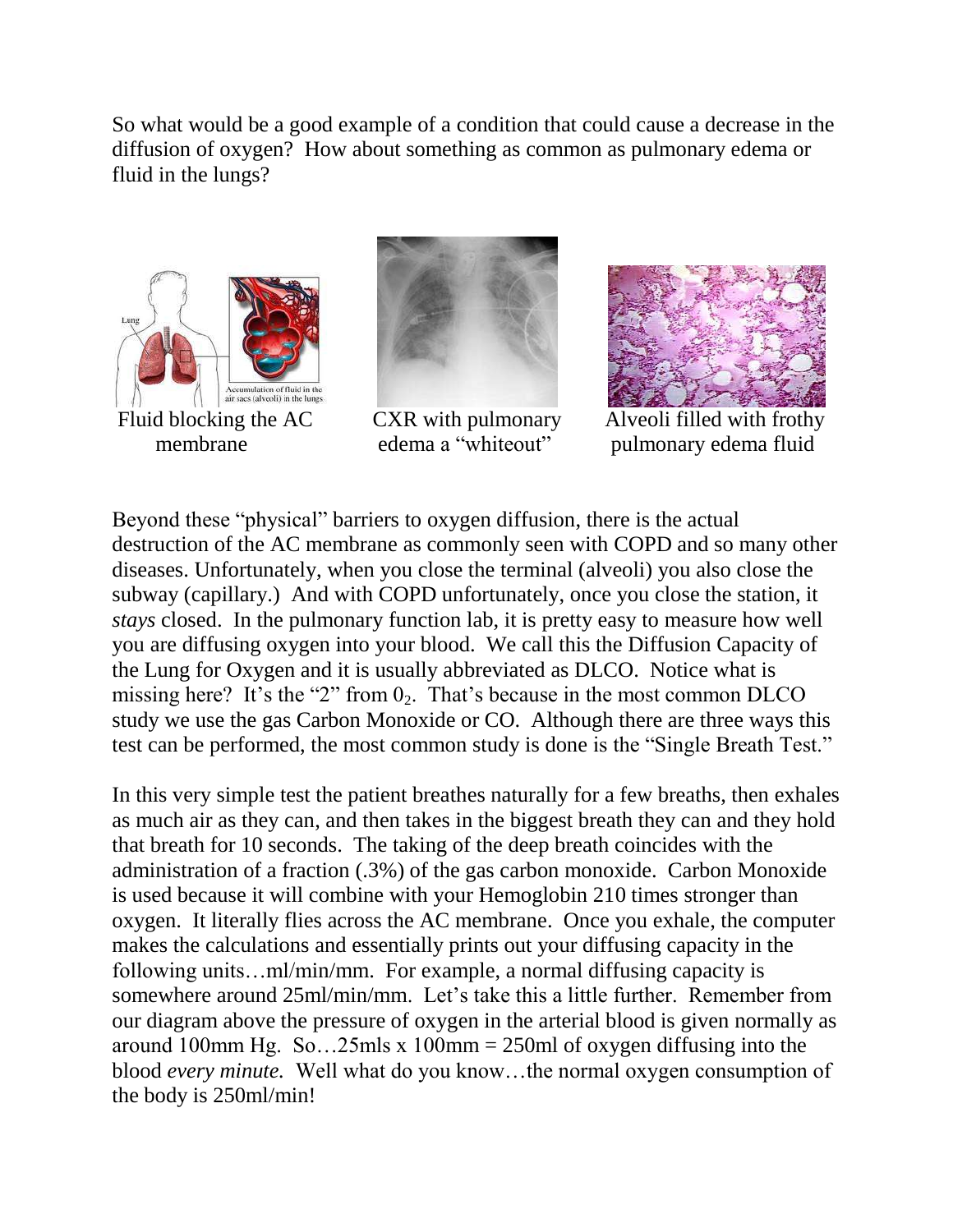So what would be a good example of a condition that could cause a decrease in the diffusion of oxygen? How about something as common as pulmonary edema or fluid in the lungs?

Fluid blocking the AC membrane

CXR with pulmonary edema a "whiteout"

Alveoli filled with frothy pulmonary edema fluid

Beyond these "physical" barriers to oxygen diffusion, there is the actual destruction of the AC membrane as commonly seen with COPD and so many other diseases. Unfortunately, when you close the terminal (alveoli) you also close the subway (capillary.) And with COPD unfortunately, once you close the station, it *stays* closed. In the pulmonary function lab, it is pretty easy to measure how well you are diffusing oxygen into your blood. We call this the Diffusion Capacity of the Lung for Oxygen and it is usually abbreviated as DLCO. Notice what is missing here? It's the "2" from $0_2$. That's because in the most common DLCO study we use the gas Carbon Monoxide or CO. Although there are three ways this test can be performed, the most common study is done is the "Single Breath Test."

In this very simple test the patient breathes naturally for a few breaths, then exhales as much air as they can, and then takes in the biggest breath they can and they hold that breath for 10 seconds. The taking of the deep breath coincides with the administration of a fraction (.3%) of the gas carbon monoxide. Carbon Monoxide is used because it will combine with your Hemoglobin 210 times stronger than oxygen. It literally flies across the AC membrane. Once you exhale, the computer makes the calculations and essentially prints out your diffusing capacity in the following units…ml/min/mm. For example, a normal diffusing capacity is somewhere around 25ml/min/mm. Let's take this a little further. Remember from our diagram above the pressure of oxygen in the arterial blood is given normally as around 100mm Hg. So…25mls x 100mm = 250ml of oxygen diffusing into the blood *every minute.* Well what do you know…the normal oxygen consumption of the body is 250ml/min!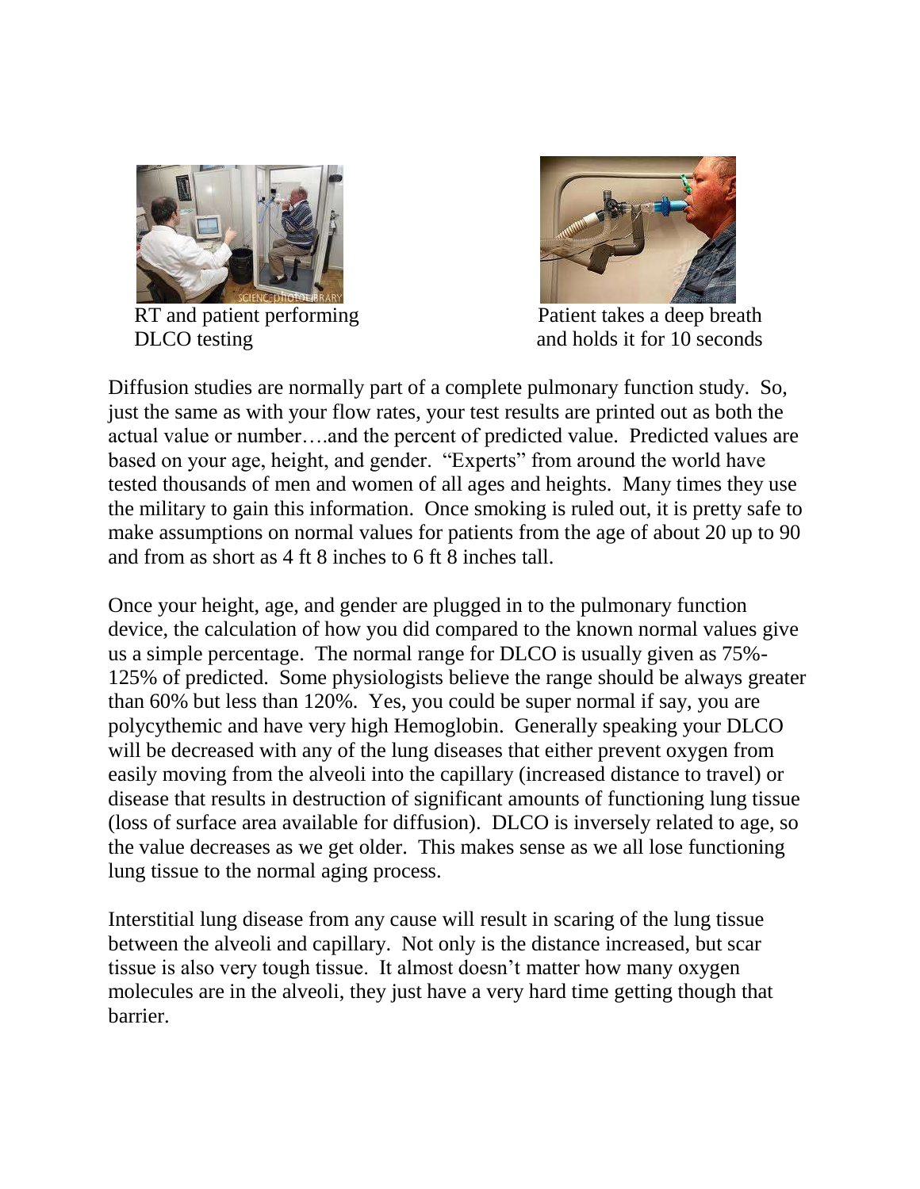RT and patient performing DLCO testing

Patient takes a deep breath and holds it for 10 seconds

Diffusion studies are normally part of a complete pulmonary function study. So, just the same as with your flow rates, your test results are printed out as both the actual value or number….and the percent of predicted value. Predicted values are based on your age, height, and gender. "Experts" from around the world have tested thousands of men and women of all ages and heights. Many times they use the military to gain this information. Once smoking is ruled out, it is pretty safe to make assumptions on normal values for patients from the age of about 20 up to 90 and from as short as 4 ft 8 inches to 6 ft 8 inches tall.

Once your height, age, and gender are plugged in to the pulmonary function device, the calculation of how you did compared to the known normal values give us a simple percentage. The normal range for DLCO is usually given as 75%-125% of predicted. Some physiologists believe the range should be always greater than 60% but less than 120%. Yes, you could be super normal if say, you are polycythemic and have very high Hemoglobin. Generally speaking your DLCO will be decreased with any of the lung diseases that either prevent oxygen from easily moving from the alveoli into the capillary (increased distance to travel) or disease that results in destruction of significant amounts of functioning lung tissue (loss of surface area available for diffusion). DLCO is inversely related to age, so the value decreases as we get older. This makes sense as we all lose functioning lung tissue to the normal aging process.

Interstitial lung disease from any cause will result in scaring of the lung tissue between the alveoli and capillary. Not only is the distance increased, but scar tissue is also very tough tissue. It almost doesn't matter how many oxygen molecules are in the alveoli, they just have a very hard time getting though that barrier.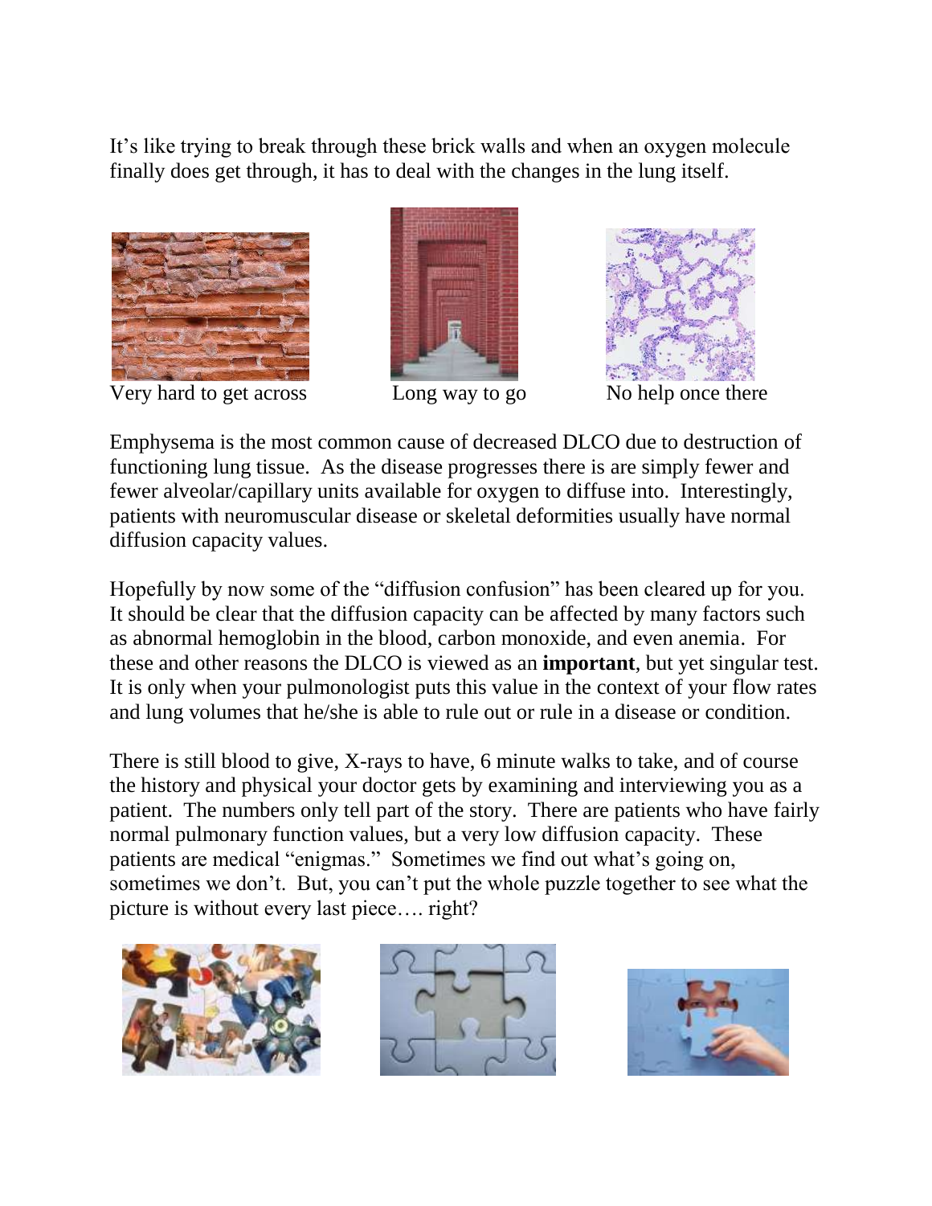It's like trying to break through these brick walls and when an oxygen molecule finally does get through, it has to deal with the changes in the lung itself.

Very hard to get across

Long way to go

No help once there

Emphysema is the most common cause of decreased DLCO due to destruction of functioning lung tissue. As the disease progresses there is are simply fewer and fewer alveolar/capillary units available for oxygen to diffuse into. Interestingly, patients with neuromuscular disease or skeletal deformities usually have normal diffusion capacity values.

Hopefully by now some of the "diffusion confusion" has been cleared up for you. It should be clear that the diffusion capacity can be affected by many factors such as abnormal hemoglobin in the blood, carbon monoxide, and even anemia. For these and other reasons the DLCO is viewed as an **important**, but yet singular test. It is only when your pulmonologist puts this value in the context of your flow rates and lung volumes that he/she is able to rule out or rule in a disease or condition.

There is still blood to give, X-rays to have, 6 minute walks to take, and of course the history and physical your doctor gets by examining and interviewing you as a patient. The numbers only tell part of the story. There are patients who have fairly normal pulmonary function values, but a very low diffusion capacity. These patients are medical "enigmas." Sometimes we find out what's going on, sometimes we don't. But, you can't put the whole puzzle together to see what the picture is without every last piece…. right?